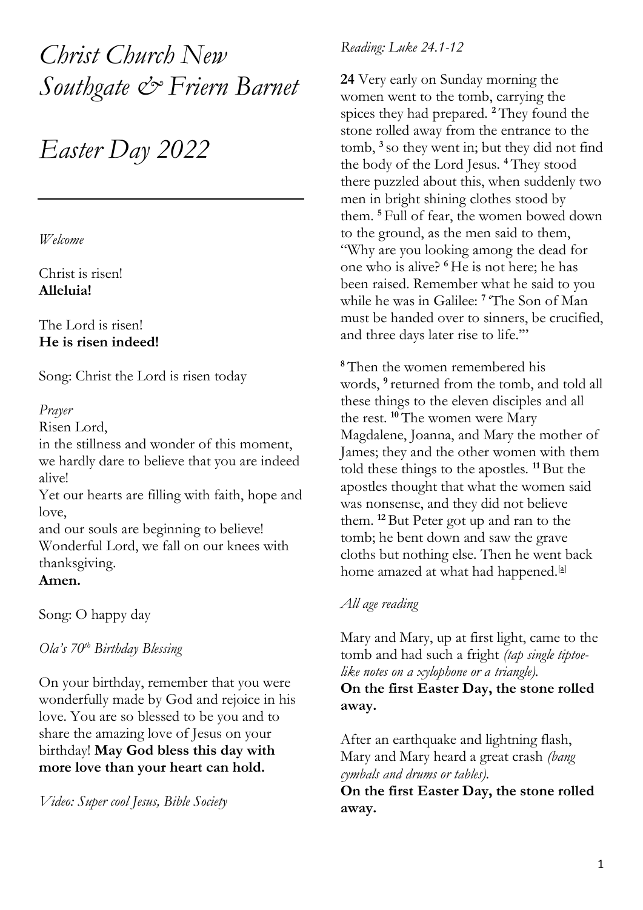# *Christ Church New Southgate & Friern Barnet*

# *Easter Day 2022*

---

*Welcome*

Christ is risen!
**Alleluia!**

The Lord is risen!
**He is risen indeed!**

Song: Christ the Lord is risen today

*Prayer*
Risen Lord,
in the stillness and wonder of this moment, we hardly dare to believe that you are indeed alive!
Yet our hearts are filling with faith, hope and love,
and our souls are beginning to believe!
Wonderful Lord, we fall on our knees with thanksgiving.
**Amen.**

Song: O happy day

*Ola's 70th Birthday Blessing*

On your birthday, remember that you were wonderfully made by God and rejoice in his love. You are so blessed to be you and to share the amazing love of Jesus on your birthday! **May God bless this day with more love than your heart can hold.**

*Video: Super cool Jesus, Bible Society*

*Reading: Luke 24.1-12*

**24** Very early on Sunday morning the women went to the tomb, carrying the spices they had prepared. [2] They found the stone rolled away from the entrance to the tomb, [3] so they went in; but they did not find the body of the Lord Jesus. [4] They stood there puzzled about this, when suddenly two men in bright shining clothes stood by them. [5] Full of fear, the women bowed down to the ground, as the men said to them, "Why are you looking among the dead for one who is alive? [6] He is not here; he has been raised. Remember what he said to you while he was in Galilee: [7] 'The Son of Man must be handed over to sinners, be crucified, and three days later rise to life.'"

[8] Then the women remembered his words, [9] returned from the tomb, and told all these things to the eleven disciples and all the rest. [10] The women were Mary Magdalene, Joanna, and Mary the mother of James; they and the other women with them told these things to the apostles. [11] But the apostles thought that what the women said was nonsense, and they did not believe them. [12] But Peter got up and ran to the tomb; he bent down and saw the grave cloths but nothing else. Then he went back home amazed at what had happened.[a]

*All age reading*

Mary and Mary, up at first light, came to the tomb and had such a fright *(tap single tiptoe-like notes on a xylophone or a triangle).*
**On the first Easter Day, the stone rolled away.**

After an earthquake and lightning flash, Mary and Mary heard a great crash *(bang cymbals and drums or tables).*
**On the first Easter Day, the stone rolled away.**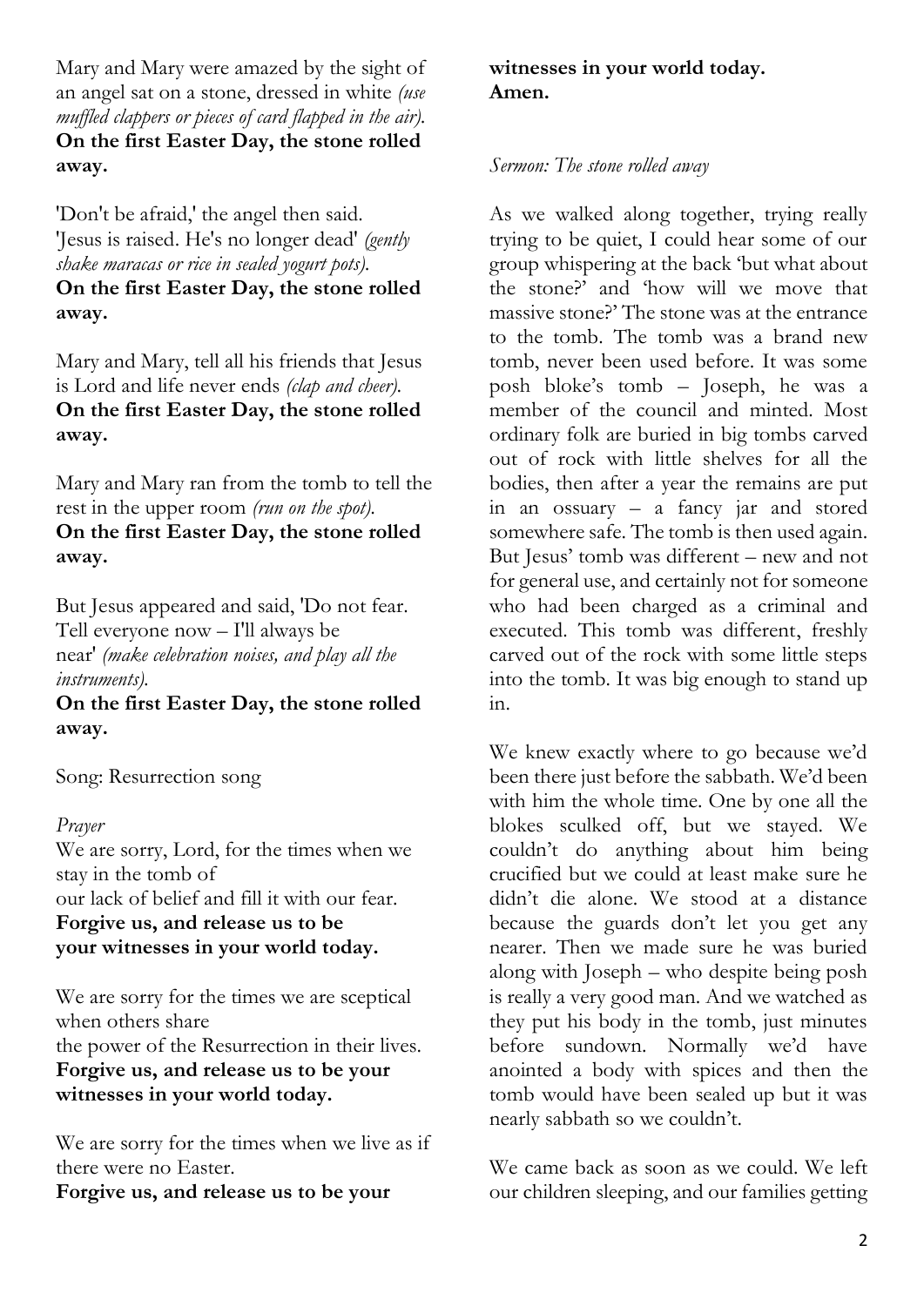Mary and Mary were amazed by the sight of an angel sat on a stone, dressed in white *(use muffled clappers or pieces of card flapped in the air).*
**On the first Easter Day, the stone rolled away.**

'Don't be afraid,' the angel then said. 'Jesus is raised. He's no longer dead' *(gently shake maracas or rice in sealed yogurt pots).*
**On the first Easter Day, the stone rolled away.**

Mary and Mary, tell all his friends that Jesus is Lord and life never ends *(clap and cheer).*
**On the first Easter Day, the stone rolled away.**

Mary and Mary ran from the tomb to tell the rest in the upper room *(run on the spot).*
**On the first Easter Day, the stone rolled away.**

But Jesus appeared and said, 'Do not fear. Tell everyone now – I'll always be near' *(make celebration noises, and play all the instruments).*
**On the first Easter Day, the stone rolled away.**

Song: Resurrection song

*Prayer*

We are sorry, Lord, for the times when we stay in the tomb of
our lack of belief and fill it with our fear.
**Forgive us, and release us to be**
**your witnesses in your world today.**

We are sorry for the times we are sceptical when others share
the power of the Resurrection in their lives.
**Forgive us, and release us to be your witnesses in your world today.**

We are sorry for the times when we live as if there were no Easter.
**Forgive us, and release us to be your witnesses in your world today.**
**Amen.**

*Sermon: The stone rolled away*

As we walked along together, trying really trying to be quiet, I could hear some of our group whispering at the back 'but what about the stone?' and 'how will we move that massive stone?' The stone was at the entrance to the tomb. The tomb was a brand new tomb, never been used before. It was some posh bloke's tomb – Joseph, he was a member of the council and minted. Most ordinary folk are buried in big tombs carved out of rock with little shelves for all the bodies, then after a year the remains are put in an ossuary – a fancy jar and stored somewhere safe. The tomb is then used again. But Jesus' tomb was different – new and not for general use, and certainly not for someone who had been charged as a criminal and executed. This tomb was different, freshly carved out of the rock with some little steps into the tomb. It was big enough to stand up in.

We knew exactly where to go because we'd been there just before the sabbath. We'd been with him the whole time. One by one all the blokes sculked off, but we stayed. We couldn't do anything about him being crucified but we could at least make sure he didn't die alone. We stood at a distance because the guards don't let you get any nearer. Then we made sure he was buried along with Joseph – who despite being posh is really a very good man. And we watched as they put his body in the tomb, just minutes before sundown. Normally we'd have anointed a body with spices and then the tomb would have been sealed up but it was nearly sabbath so we couldn't.

We came back as soon as we could. We left our children sleeping, and our families getting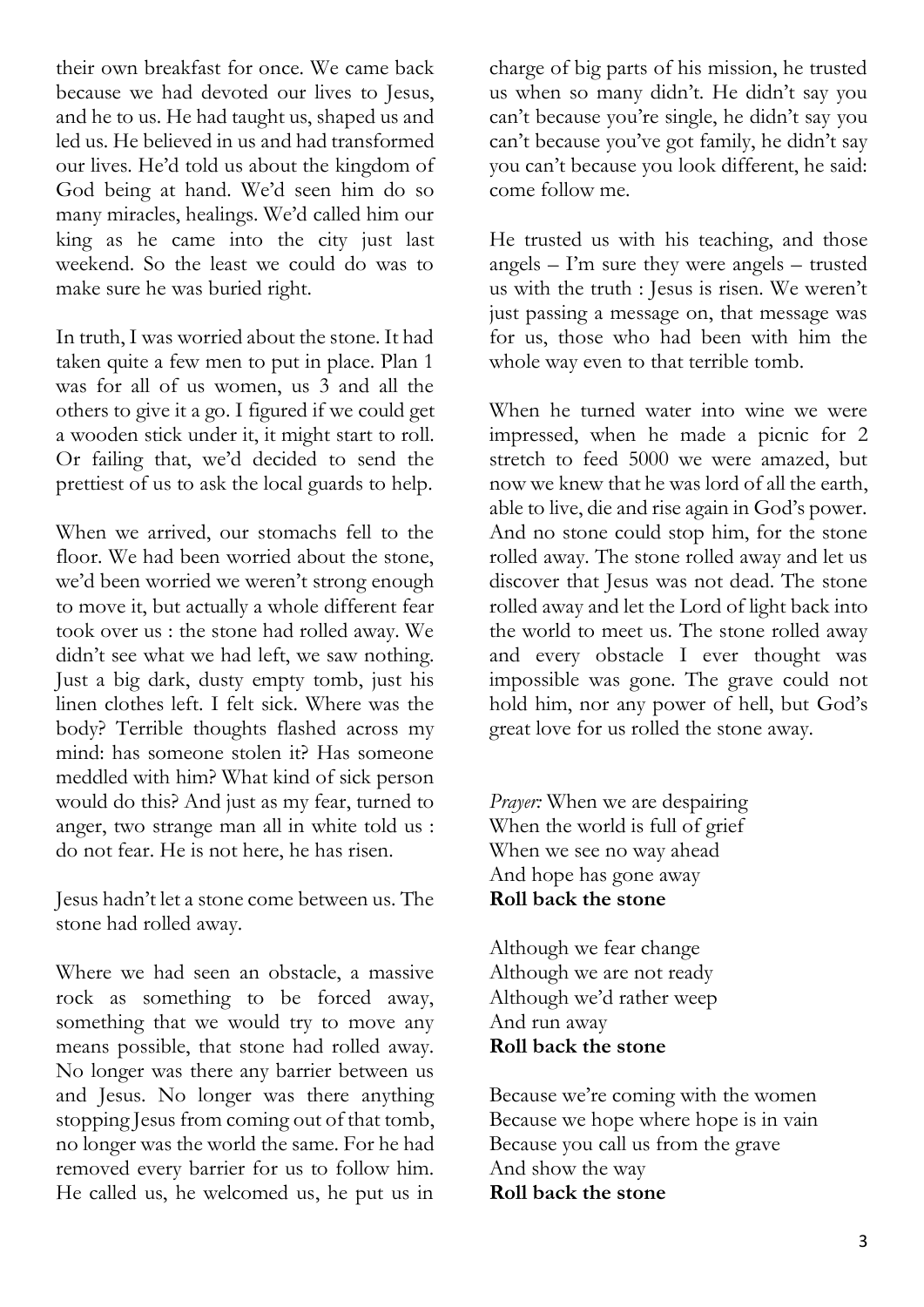their own breakfast for once. We came back because we had devoted our lives to Jesus, and he to us. He had taught us, shaped us and led us. He believed in us and had transformed our lives. He'd told us about the kingdom of God being at hand. We'd seen him do so many miracles, healings. We'd called him our king as he came into the city just last weekend. So the least we could do was to make sure he was buried right.

In truth, I was worried about the stone. It had taken quite a few men to put in place. Plan 1 was for all of us women, us 3 and all the others to give it a go. I figured if we could get a wooden stick under it, it might start to roll. Or failing that, we'd decided to send the prettiest of us to ask the local guards to help.

When we arrived, our stomachs fell to the floor. We had been worried about the stone, we'd been worried we weren't strong enough to move it, but actually a whole different fear took over us : the stone had rolled away. We didn't see what we had left, we saw nothing. Just a big dark, dusty empty tomb, just his linen clothes left. I felt sick. Where was the body? Terrible thoughts flashed across my mind: has someone stolen it? Has someone meddled with him? What kind of sick person would do this? And just as my fear, turned to anger, two strange man all in white told us : do not fear. He is not here, he has risen.

Jesus hadn't let a stone come between us. The stone had rolled away.

Where we had seen an obstacle, a massive rock as something to be forced away, something that we would try to move any means possible, that stone had rolled away. No longer was there any barrier between us and Jesus. No longer was there anything stopping Jesus from coming out of that tomb, no longer was the world the same. For he had removed every barrier for us to follow him. He called us, he welcomed us, he put us in charge of big parts of his mission, he trusted us when so many didn't. He didn't say you can't because you're single, he didn't say you can't because you've got family, he didn't say you can't because you look different, he said: come follow me.

He trusted us with his teaching, and those angels – I'm sure they were angels – trusted us with the truth : Jesus is risen. We weren't just passing a message on, that message was for us, those who had been with him the whole way even to that terrible tomb.

When he turned water into wine we were impressed, when he made a picnic for 2 stretch to feed 5000 we were amazed, but now we knew that he was lord of all the earth, able to live, die and rise again in God's power. And no stone could stop him, for the stone rolled away. The stone rolled away and let us discover that Jesus was not dead. The stone rolled away and let the Lord of light back into the world to meet us. The stone rolled away and every obstacle I ever thought was impossible was gone. The grave could not hold him, nor any power of hell, but God's great love for us rolled the stone away.

*Prayer:* When we are despairing  
When the world is full of grief  
When we see no way ahead  
And hope has gone away  
**Roll back the stone**

Although we fear change  
Although we are not ready  
Although we'd rather weep  
And run away  
**Roll back the stone**

Because we're coming with the women  
Because we hope where hope is in vain  
Because you call us from the grave  
And show the way  
**Roll back the stone**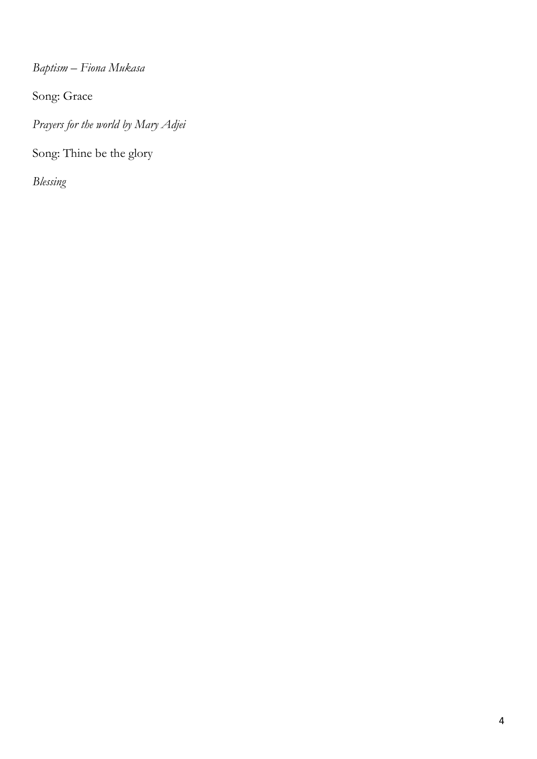*Baptism – Fiona Mukasa*

Song: Grace

*Prayers for the world by Mary Adjei*

Song: Thine be the glory

*Blessing*